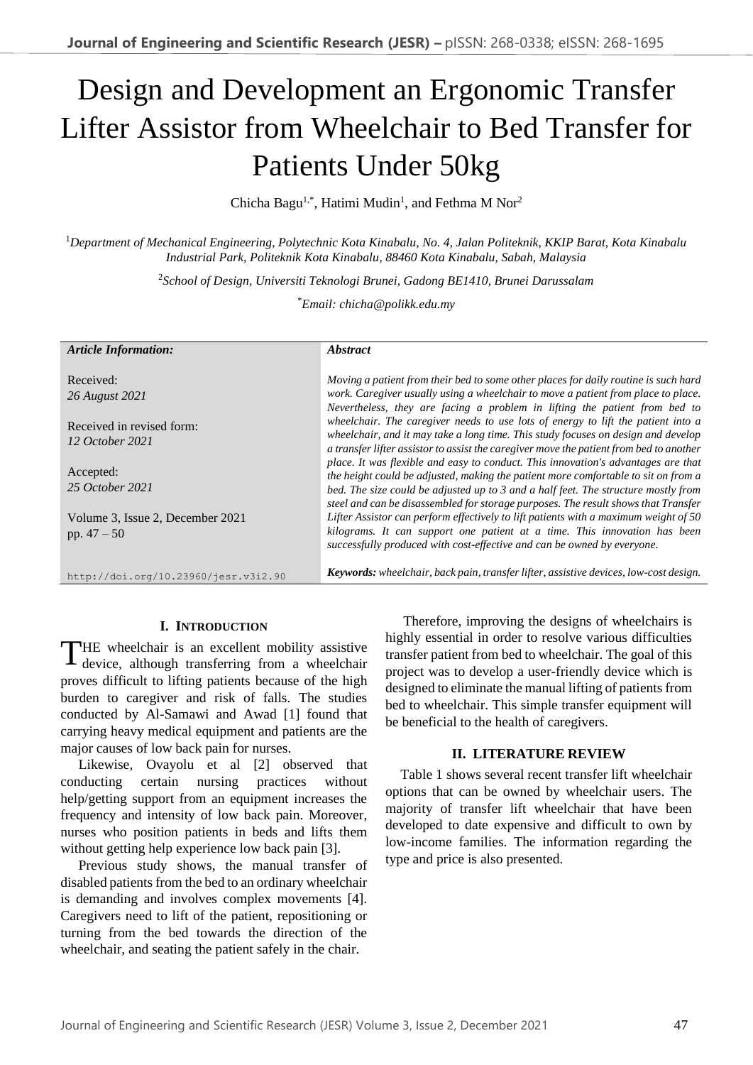# Design and Development an Ergonomic Transfer Lifter Assistor from Wheelchair to Bed Transfer for Patients Under 50kg

Chicha Bagu[1,*], Hatimi Mudin[1], and Fethma M Nor[2]

[1]*Department of Mechanical Engineering, Polytechnic Kota Kinabalu, No. 4, Jalan Politeknik, KKIP Barat, Kota Kinabalu Industrial Park, Politeknik Kota Kinabalu, 88460 Kota Kinabalu, Sabah, Malaysia*

[2]*School of Design, Universiti Teknologi Brunei, Gadong BE1410, Brunei Darussalam*

[*]*Email: chicha@polikk.edu.my*

***Article Information:***

Received:
*26 August 2021*

Received in revised form:
*12 October 2021*

Accepted:
*25 October 2021*

Volume 3, Issue 2, December 2021
pp. 47 – 50

http://doi.org/10.23960/jesr.v3i2.90

***Abstract***

*Moving a patient from their bed to some other places for daily routine is such hard work. Caregiver usually using a wheelchair to move a patient from place to place. Nevertheless, they are facing a problem in lifting the patient from bed to wheelchair. The caregiver needs to use lots of energy to lift the patient into a wheelchair, and it may take a long time. This study focuses on design and develop a transfer lifter assistor to assist the caregiver move the patient from bed to another place. It was flexible and easy to conduct. This innovation's advantages are that the height could be adjusted, making the patient more comfortable to sit on from a bed. The size could be adjusted up to 3 and a half feet. The structure mostly from steel and can be disassembled for storage purposes. The result shows that Transfer Lifter Assistor can perform effectively to lift patients with a maximum weight of 50 kilograms. It can support one patient at a time. This innovation has been successfully produced with cost-effective and can be owned by everyone.*

***Keywords:*** *wheelchair, back pain, transfer lifter, assistive devices, low-cost design.*

## I. Introduction

The wheelchair is an excellent mobility assistive device, although transferring from a wheelchair proves difficult to lifting patients because of the high burden to caregiver and risk of falls. The studies conducted by Al-Samawi and Awad [1] found that carrying heavy medical equipment and patients are the major causes of low back pain for nurses.

Likewise, Ovayolu et al [2] observed that conducting certain nursing practices without help/getting support from an equipment increases the frequency and intensity of low back pain. Moreover, nurses who position patients in beds and lifts them without getting help experience low back pain [3].

Previous study shows, the manual transfer of disabled patients from the bed to an ordinary wheelchair is demanding and involves complex movements [4]. Caregivers need to lift of the patient, repositioning or turning from the bed towards the direction of the wheelchair, and seating the patient safely in the chair.

Therefore, improving the designs of wheelchairs is highly essential in order to resolve various difficulties transfer patient from bed to wheelchair. The goal of this project was to develop a user-friendly device which is designed to eliminate the manual lifting of patients from bed to wheelchair. This simple transfer equipment will be beneficial to the health of caregivers.

## II. Literature Review

Table 1 shows several recent transfer lift wheelchair options that can be owned by wheelchair users. The majority of transfer lift wheelchair that have been developed to date expensive and difficult to own by low-income families. The information regarding the type and price is also presented.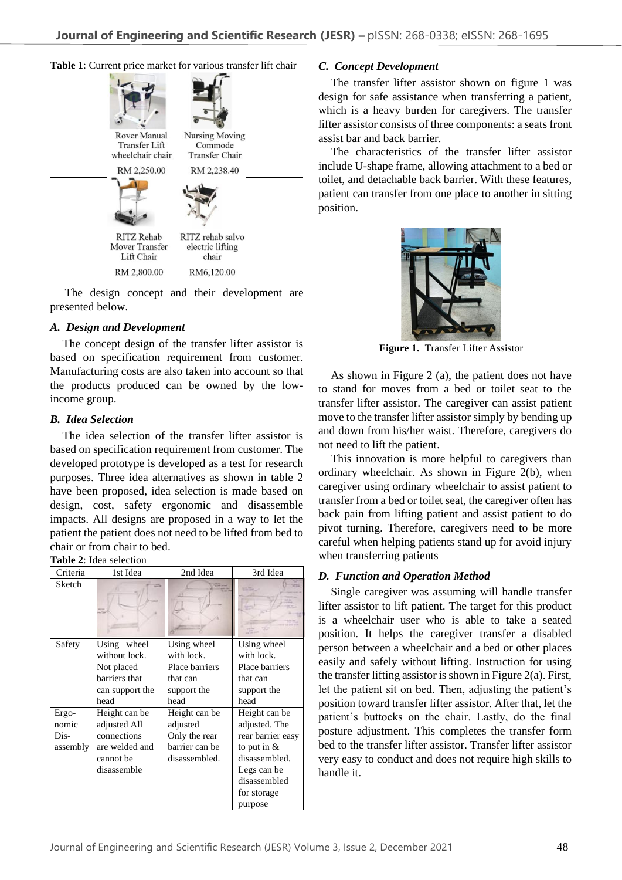**Table 1**: Current price market for various transfer lift chair

| Rover Manual Transfer Lift wheelchair chair | Nursing Moving Commode Transfer Chair |
|---|---|
| RM 2,250.00 | RM 2,238.40 |
| RITZ Rehab Mover Transfer Lift Chair | RITZ rehab salvo electric lifting chair |
| RM 2,800.00 | RM6,120.00 |

The design concept and their development are presented below.

### *A. Design and Development*

The concept design of the transfer lifter assistor is based on specification requirement from customer. Manufacturing costs are also taken into account so that the products produced can be owned by the low-income group.

### *B. Idea Selection*

The idea selection of the transfer lifter assistor is based on specification requirement from customer. The developed prototype is developed as a test for research purposes. Three idea alternatives as shown in table 2 have been proposed, idea selection is made based on design, cost, safety ergonomic and disassemble impacts. All designs are proposed in a way to let the patient the patient does not need to be lifted from bed to chair or from chair to bed.

**Table 2**: Idea selection

| Criteria | 1st Idea | 2nd Idea | 3rd Idea |
|---|---|---|---|
| Sketch | | | |
| Safety | Using wheel without lock. Not placed barriers that can support the head | Using wheel with lock. Place barriers that can support the head | Using wheel with lock. Place barriers that can support the head |
| Ergonomic Disassembly | Height can be adjusted All connections are welded and cannot be disassemble | Height can be adjusted Only the rear barrier can be disassembled. | Height can be adjusted. The rear barrier easy to put in & disassembled. Legs can be disassembled for storage purpose |

### *C. Concept Development*

The transfer lifter assistor shown on figure 1 was design for safe assistance when transferring a patient, which is a heavy burden for caregivers. The transfer lifter assistor consists of three components: a seats front assist bar and back barrier.

The characteristics of the transfer lifter assistor include U-shape frame, allowing attachment to a bed or toilet, and detachable back barrier. With these features, patient can transfer from one place to another in sitting position.

**Figure 1.** Transfer Lifter Assistor

As shown in Figure 2 (a), the patient does not have to stand for moves from a bed or toilet seat to the transfer lifter assistor. The caregiver can assist patient move to the transfer lifter assistor simply by bending up and down from his/her waist. Therefore, caregivers do not need to lift the patient.

This innovation is more helpful to caregivers than ordinary wheelchair. As shown in Figure 2(b), when caregiver using ordinary wheelchair to assist patient to transfer from a bed or toilet seat, the caregiver often has back pain from lifting patient and assist patient to do pivot turning. Therefore, caregivers need to be more careful when helping patients stand up for avoid injury when transferring patients

### *D. Function and Operation Method*

Single caregiver was assuming will handle transfer lifter assistor to lift patient. The target for this product is a wheelchair user who is able to take a seated position. It helps the caregiver transfer a disabled person between a wheelchair and a bed or other places easily and safely without lifting. Instruction for using the transfer lifting assistor is shown in Figure 2(a). First, let the patient sit on bed. Then, adjusting the patient's position toward transfer lifter assistor. After that, let the patient's buttocks on the chair. Lastly, do the final posture adjustment. This completes the transfer form bed to the transfer lifter assistor. Transfer lifter assistor very easy to conduct and does not require high skills to handle it.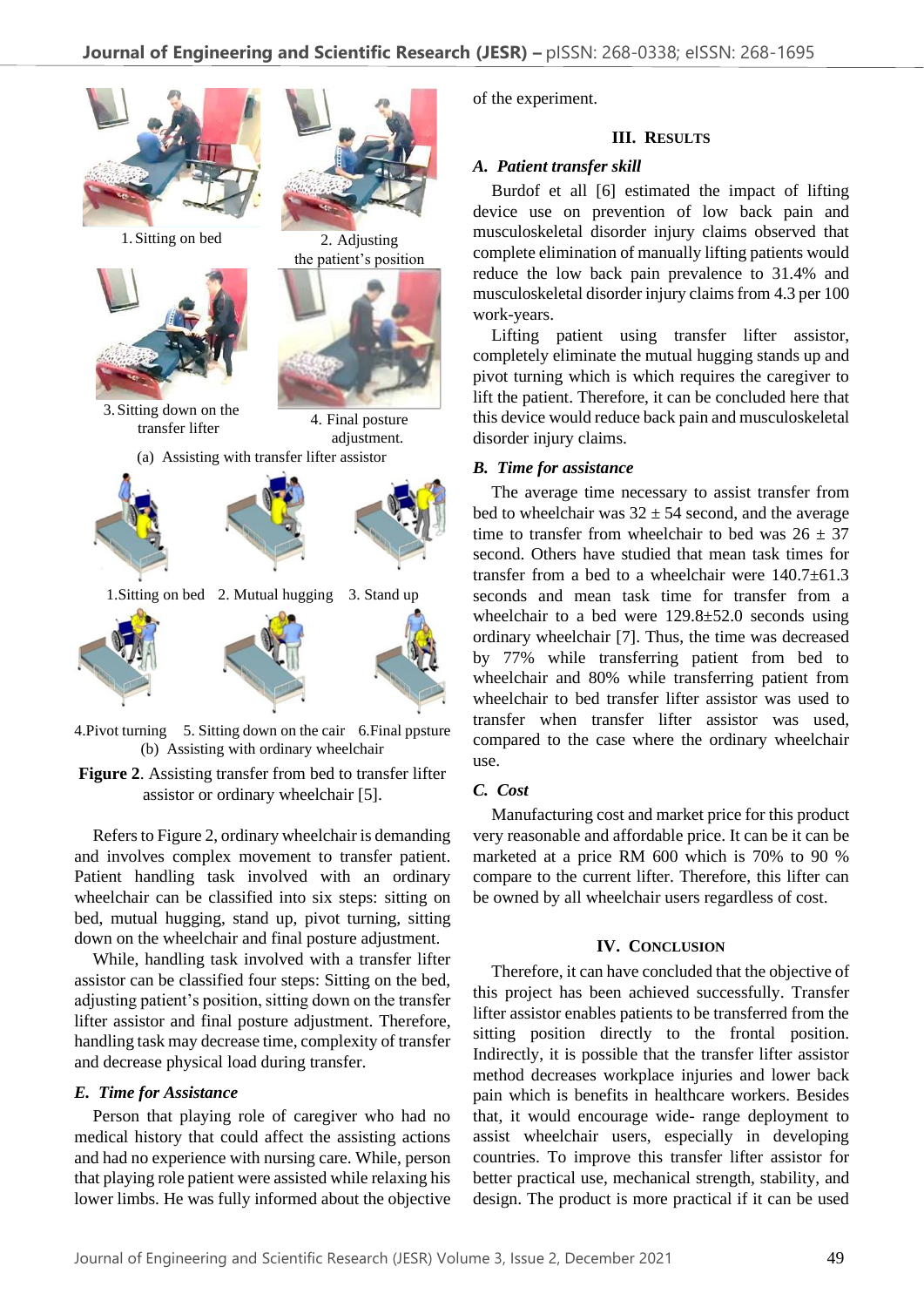1. Sitting on bed

2. Adjusting the patient's position

3. Sitting down on the transfer lifter

4. Final posture adjustment.

(a) Assisting with transfer lifter assistor

1.Sitting on bed 2. Mutual hugging 3. Stand up

4.Pivot turning 5. Sitting down on the cair 6.Final ppsture

(b) Assisting with ordinary wheelchair

**Figure 2**. Assisting transfer from bed to transfer lifter assistor or ordinary wheelchair [5].

Refers to Figure 2, ordinary wheelchair is demanding and involves complex movement to transfer patient. Patient handling task involved with an ordinary wheelchair can be classified into six steps: sitting on bed, mutual hugging, stand up, pivot turning, sitting down on the wheelchair and final posture adjustment.

While, handling task involved with a transfer lifter assistor can be classified four steps: Sitting on the bed, adjusting patient's position, sitting down on the transfer lifter assistor and final posture adjustment. Therefore, handling task may decrease time, complexity of transfer and decrease physical load during transfer.

### *E. Time for Assistance*

Person that playing role of caregiver who had no medical history that could affect the assisting actions and had no experience with nursing care. While, person that playing role patient were assisted while relaxing his lower limbs. He was fully informed about the objective of the experiment.

## III. Results

### *A. Patient transfer skill*

Burdof et all [6] estimated the impact of lifting device use on prevention of low back pain and musculoskeletal disorder injury claims observed that complete elimination of manually lifting patients would reduce the low back pain prevalence to 31.4% and musculoskeletal disorder injury claims from 4.3 per 100 work-years.

Lifting patient using transfer lifter assistor, completely eliminate the mutual hugging stands up and pivot turning which is which requires the caregiver to lift the patient. Therefore, it can be concluded here that this device would reduce back pain and musculoskeletal disorder injury claims.

### *B. Time for assistance*

The average time necessary to assist transfer from bed to wheelchair was 32 ± 54 second, and the average time to transfer from wheelchair to bed was 26 ± 37 second. Others have studied that mean task times for transfer from a bed to a wheelchair were 140.7±61.3 seconds and mean task time for transfer from a wheelchair to a bed were 129.8±52.0 seconds using ordinary wheelchair [7]. Thus, the time was decreased by 77% while transferring patient from bed to wheelchair and 80% while transferring patient from wheelchair to bed transfer lifter assistor was used to transfer when transfer lifter assistor was used, compared to the case where the ordinary wheelchair use.

### *C. Cost*

Manufacturing cost and market price for this product very reasonable and affordable price. It can be it can be marketed at a price RM 600 which is 70% to 90 % compare to the current lifter. Therefore, this lifter can be owned by all wheelchair users regardless of cost.

## IV. Conclusion

Therefore, it can have concluded that the objective of this project has been achieved successfully. Transfer lifter assistor enables patients to be transferred from the sitting position directly to the frontal position. Indirectly, it is possible that the transfer lifter assistor method decreases workplace injuries and lower back pain which is benefits in healthcare workers. Besides that, it would encourage wide- range deployment to assist wheelchair users, especially in developing countries. To improve this transfer lifter assistor for better practical use, mechanical strength, stability, and design. The product is more practical if it can be used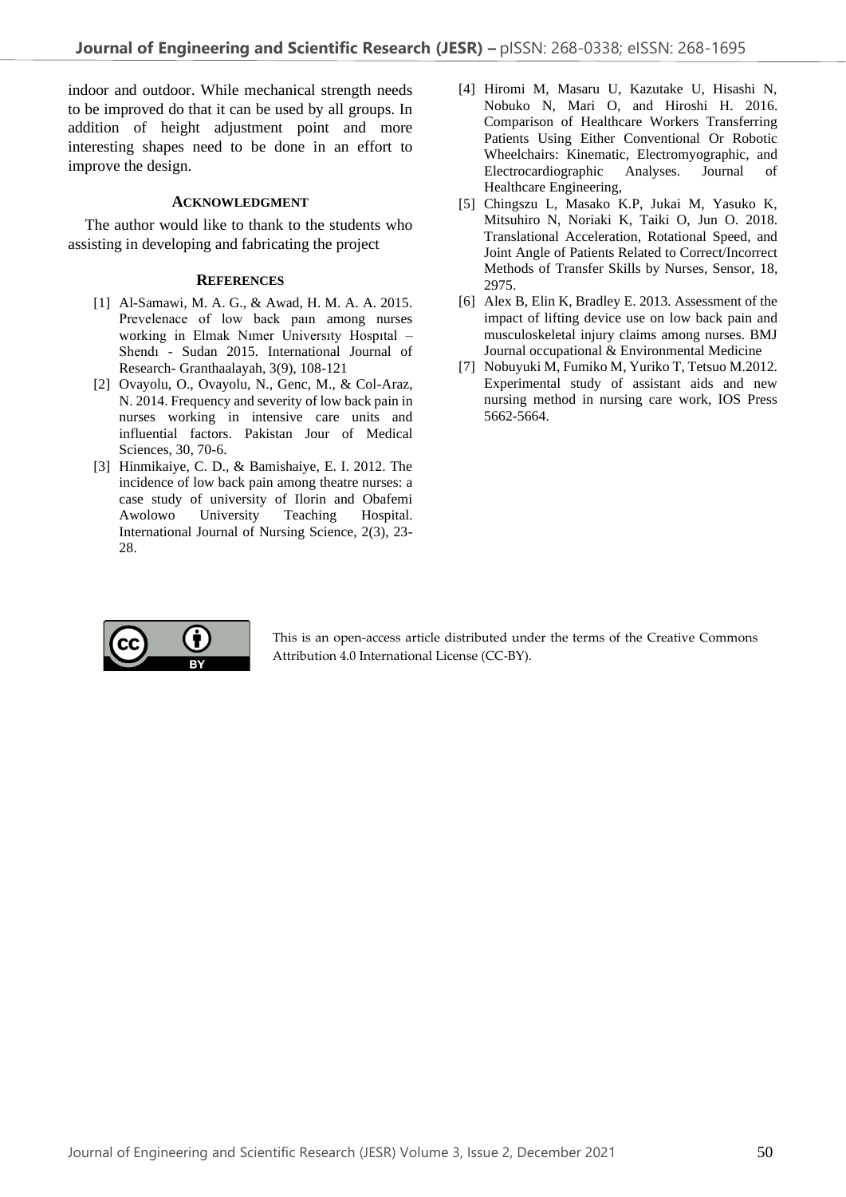indoor and outdoor. While mechanical strength needs to be improved do that it can be used by all groups. In addition of height adjustment point and more interesting shapes need to be done in an effort to improve the design.

## ACKNOWLEDGMENT

The author would like to thank to the students who assisting in developing and fabricating the project

## REFERENCES

[1] Al-Samawi, M. A. G., & Awad, H. M. A. A. 2015. Prevelenace of low back paın among nurses working in Elmak Nımer Universıty Hospıtal – Shendı - Sudan 2015. International Journal of Research- Granthaalayah, 3(9), 108-121

[2] Ovayolu, O., Ovayolu, N., Genc, M., & Col-Araz, N. 2014. Frequency and severity of low back pain in nurses working in intensive care units and influential factors. Pakistan Jour of Medical Sciences, 30, 70-6.

[3] Hinmikaiye, C. D., & Bamishaiye, E. I. 2012. The incidence of low back pain among theatre nurses: a case study of university of Ilorin and Obafemi Awolowo University Teaching Hospital. International Journal of Nursing Science, 2(3), 23-28.

[4] Hiromi M, Masaru U, Kazutake U, Hisashi N, Nobuko N, Mari O, and Hiroshi H. 2016. Comparison of Healthcare Workers Transferring Patients Using Either Conventional Or Robotic Wheelchairs: Kinematic, Electromyographic, and Electrocardiographic Analyses. Journal of Healthcare Engineering,

[5] Chingszu L, Masako K.P, Jukai M, Yasuko K, Mitsuhiro N, Noriaki K, Taiki O, Jun O. 2018. Translational Acceleration, Rotational Speed, and Joint Angle of Patients Related to Correct/Incorrect Methods of Transfer Skills by Nurses, Sensor, 18, 2975.

[6] Alex B, Elin K, Bradley E. 2013. Assessment of the impact of lifting device use on low back pain and musculoskeletal injury claims among nurses. BMJ Journal occupational & Environmental Medicine

[7] Nobuyuki M, Fumiko M, Yuriko T, Tetsuo M.2012. Experimental study of assistant aids and new nursing method in nursing care work, IOS Press 5662-5664.

This is an open-access article distributed under the terms of the Creative Commons Attribution 4.0 International License (CC-BY).